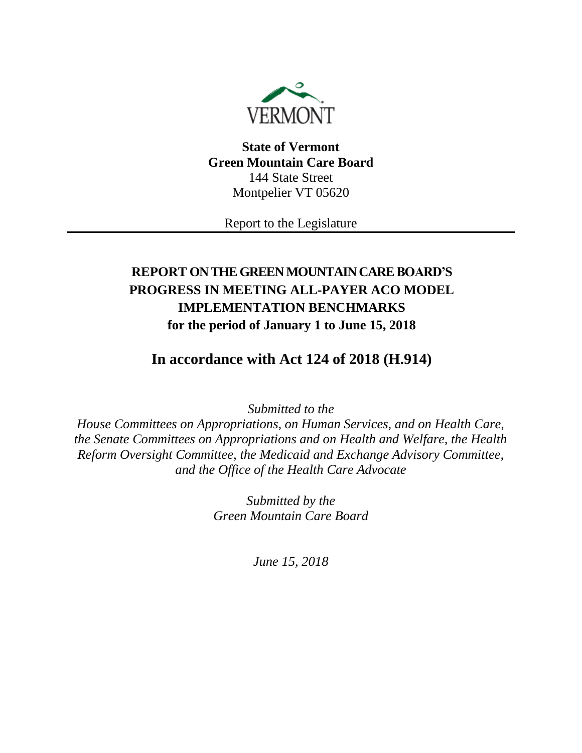VERMONT

**State of Vermont**
**Green Mountain Care Board**
144 State Street
Montpelier VT 05620

Report to the Legislature

---

# REPORT ON THE GREEN MOUNTAIN CARE BOARD'S PROGRESS IN MEETING ALL-PAYER ACO MODEL IMPLEMENTATION BENCHMARKS for the period of January 1 to June 15, 2018

## In accordance with Act 124 of 2018 (H.914)

*Submitted to the*
*House Committees on Appropriations, on Human Services, and on Health Care, the Senate Committees on Appropriations and on Health and Welfare, the Health Reform Oversight Committee, the Medicaid and Exchange Advisory Committee, and the Office of the Health Care Advocate*

*Submitted by the*
*Green Mountain Care Board*

*June 15, 2018*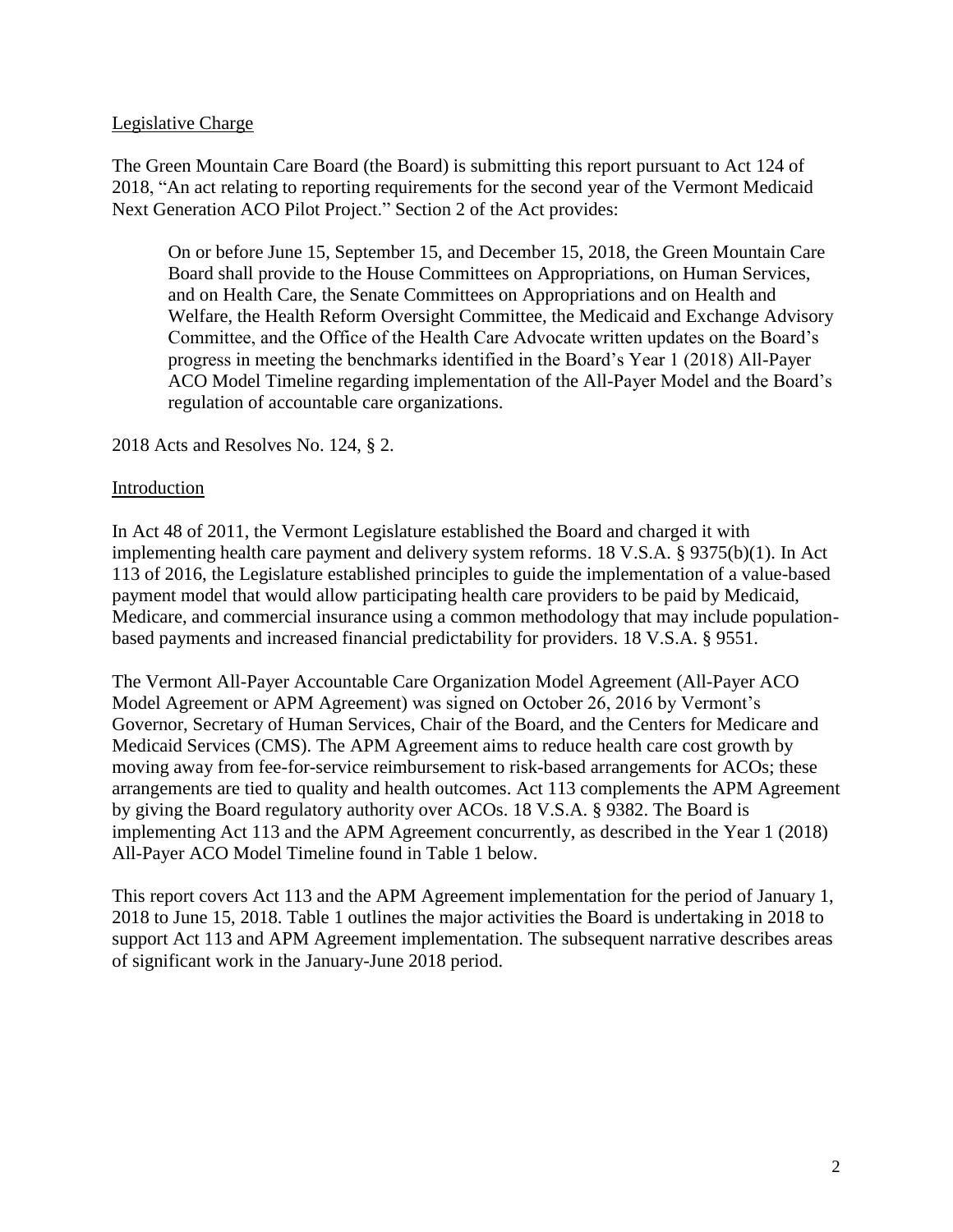## Legislative Charge

The Green Mountain Care Board (the Board) is submitting this report pursuant to Act 124 of 2018, "An act relating to reporting requirements for the second year of the Vermont Medicaid Next Generation ACO Pilot Project." Section 2 of the Act provides:

> On or before June 15, September 15, and December 15, 2018, the Green Mountain Care Board shall provide to the House Committees on Appropriations, on Human Services, and on Health Care, the Senate Committees on Appropriations and on Health and Welfare, the Health Reform Oversight Committee, the Medicaid and Exchange Advisory Committee, and the Office of the Health Care Advocate written updates on the Board's progress in meeting the benchmarks identified in the Board's Year 1 (2018) All-Payer ACO Model Timeline regarding implementation of the All-Payer Model and the Board's regulation of accountable care organizations.

2018 Acts and Resolves No. 124, § 2.

## Introduction

In Act 48 of 2011, the Vermont Legislature established the Board and charged it with implementing health care payment and delivery system reforms. 18 V.S.A. § 9375(b)(1). In Act 113 of 2016, the Legislature established principles to guide the implementation of a value-based payment model that would allow participating health care providers to be paid by Medicaid, Medicare, and commercial insurance using a common methodology that may include population-based payments and increased financial predictability for providers. 18 V.S.A. § 9551.

The Vermont All-Payer Accountable Care Organization Model Agreement (All-Payer ACO Model Agreement or APM Agreement) was signed on October 26, 2016 by Vermont's Governor, Secretary of Human Services, Chair of the Board, and the Centers for Medicare and Medicaid Services (CMS). The APM Agreement aims to reduce health care cost growth by moving away from fee-for-service reimbursement to risk-based arrangements for ACOs; these arrangements are tied to quality and health outcomes. Act 113 complements the APM Agreement by giving the Board regulatory authority over ACOs. 18 V.S.A. § 9382. The Board is implementing Act 113 and the APM Agreement concurrently, as described in the Year 1 (2018) All-Payer ACO Model Timeline found in Table 1 below.

This report covers Act 113 and the APM Agreement implementation for the period of January 1, 2018 to June 15, 2018. Table 1 outlines the major activities the Board is undertaking in 2018 to support Act 113 and APM Agreement implementation. The subsequent narrative describes areas of significant work in the January-June 2018 period.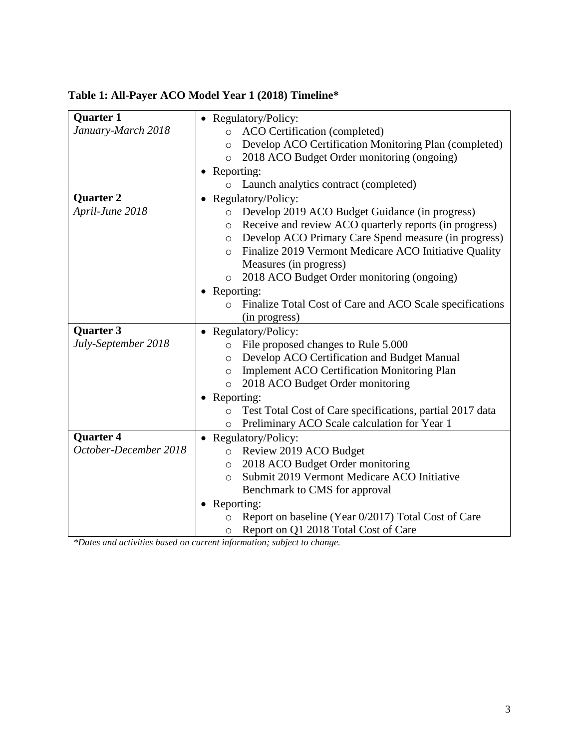**Table 1: All-Payer ACO Model Year 1 (2018) Timeline***

| | |
|---|---|
| **Quarter 1**<br>*January-March 2018* | • Regulatory/Policy:<br>○ ACO Certification (completed)<br>○ Develop ACO Certification Monitoring Plan (completed)<br>○ 2018 ACO Budget Order monitoring (ongoing)<br>• Reporting:<br>○ Launch analytics contract (completed) |
| **Quarter 2**<br>*April-June 2018* | • Regulatory/Policy:<br>○ Develop 2019 ACO Budget Guidance (in progress)<br>○ Receive and review ACO quarterly reports (in progress)<br>○ Develop ACO Primary Care Spend measure (in progress)<br>○ Finalize 2019 Vermont Medicare ACO Initiative Quality Measures (in progress)<br>○ 2018 ACO Budget Order monitoring (ongoing)<br>• Reporting:<br>○ Finalize Total Cost of Care and ACO Scale specifications (in progress) |
| **Quarter 3**<br>*July-September 2018* | • Regulatory/Policy:<br>○ File proposed changes to Rule 5.000<br>○ Develop ACO Certification and Budget Manual<br>○ Implement ACO Certification Monitoring Plan<br>○ 2018 ACO Budget Order monitoring<br>• Reporting:<br>○ Test Total Cost of Care specifications, partial 2017 data<br>○ Preliminary ACO Scale calculation for Year 1 |
| **Quarter 4**<br>*October-December 2018* | • Regulatory/Policy:<br>○ Review 2019 ACO Budget<br>○ 2018 ACO Budget Order monitoring<br>○ Submit 2019 Vermont Medicare ACO Initiative Benchmark to CMS for approval<br>• Reporting:<br>○ Report on baseline (Year 0/2017) Total Cost of Care<br>○ Report on Q1 2018 Total Cost of Care |

**Dates and activities based on current information; subject to change.*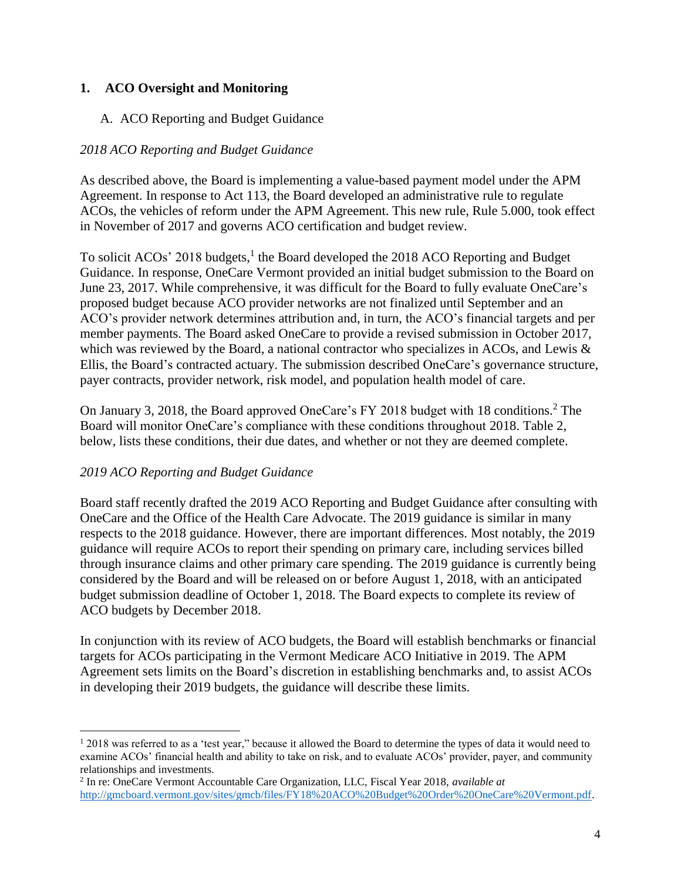## 1. ACO Oversight and Monitoring

### A. ACO Reporting and Budget Guidance

*2018 ACO Reporting and Budget Guidance*

As described above, the Board is implementing a value-based payment model under the APM Agreement. In response to Act 113, the Board developed an administrative rule to regulate ACOs, the vehicles of reform under the APM Agreement. This new rule, Rule 5.000, took effect in November of 2017 and governs ACO certification and budget review.

To solicit ACOs' 2018 budgets,[1] the Board developed the 2018 ACO Reporting and Budget Guidance. In response, OneCare Vermont provided an initial budget submission to the Board on June 23, 2017. While comprehensive, it was difficult for the Board to fully evaluate OneCare's proposed budget because ACO provider networks are not finalized until September and an ACO's provider network determines attribution and, in turn, the ACO's financial targets and per member payments. The Board asked OneCare to provide a revised submission in October 2017, which was reviewed by the Board, a national contractor who specializes in ACOs, and Lewis & Ellis, the Board's contracted actuary. The submission described OneCare's governance structure, payer contracts, provider network, risk model, and population health model of care.

On January 3, 2018, the Board approved OneCare's FY 2018 budget with 18 conditions.[2] The Board will monitor OneCare's compliance with these conditions throughout 2018. Table 2, below, lists these conditions, their due dates, and whether or not they are deemed complete.

*2019 ACO Reporting and Budget Guidance*

Board staff recently drafted the 2019 ACO Reporting and Budget Guidance after consulting with OneCare and the Office of the Health Care Advocate. The 2019 guidance is similar in many respects to the 2018 guidance. However, there are important differences. Most notably, the 2019 guidance will require ACOs to report their spending on primary care, including services billed through insurance claims and other primary care spending. The 2019 guidance is currently being considered by the Board and will be released on or before August 1, 2018, with an anticipated budget submission deadline of October 1, 2018. The Board expects to complete its review of ACO budgets by December 2018.

In conjunction with its review of ACO budgets, the Board will establish benchmarks or financial targets for ACOs participating in the Vermont Medicare ACO Initiative in 2019. The APM Agreement sets limits on the Board's discretion in establishing benchmarks and, to assist ACOs in developing their 2019 budgets, the guidance will describe these limits.

---

[1] 2018 was referred to as a 'test year," because it allowed the Board to determine the types of data it would need to examine ACOs' financial health and ability to take on risk, and to evaluate ACOs' provider, payer, and community relationships and investments.

[2] In re: OneCare Vermont Accountable Care Organization, LLC, Fiscal Year 2018, *available at* http://gmcboard.vermont.gov/sites/gmcb/files/FY18%20ACO%20Budget%20Order%20OneCare%20Vermont.pdf.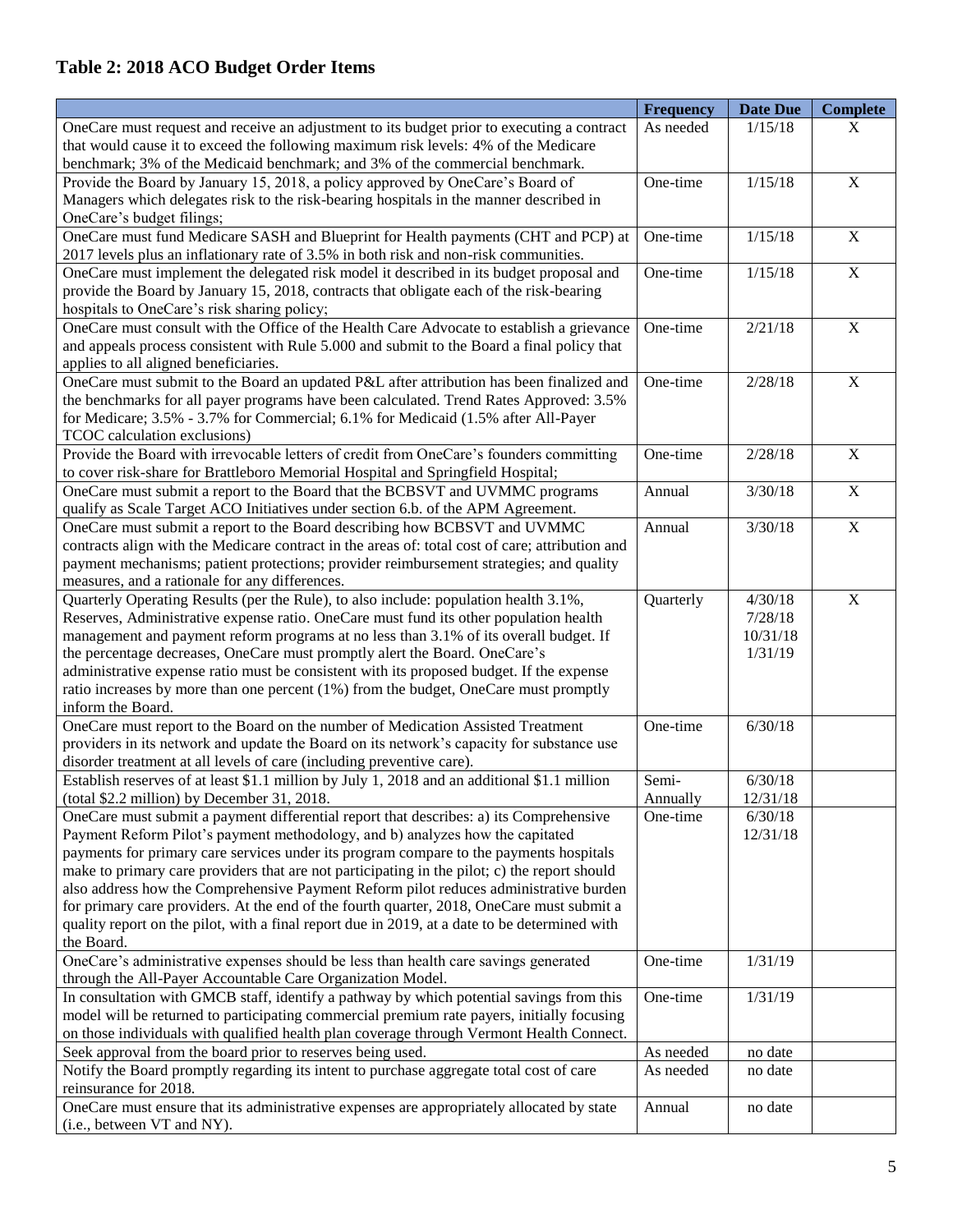## Table 2: 2018 ACO Budget Order Items

| | Frequency | Date Due | Complete |
|---|---|---|---|
| OneCare must request and receive an adjustment to its budget prior to executing a contract that would cause it to exceed the following maximum risk levels: 4% of the Medicare benchmark; 3% of the Medicaid benchmark; and 3% of the commercial benchmark. | As needed | 1/15/18 | X |
| Provide the Board by January 15, 2018, a policy approved by OneCare's Board of Managers which delegates risk to the risk-bearing hospitals in the manner described in OneCare's budget filings; | One-time | 1/15/18 | X |
| OneCare must fund Medicare SASH and Blueprint for Health payments (CHT and PCP) at 2017 levels plus an inflationary rate of 3.5% in both risk and non-risk communities. | One-time | 1/15/18 | X |
| OneCare must implement the delegated risk model it described in its budget proposal and provide the Board by January 15, 2018, contracts that obligate each of the risk-bearing hospitals to OneCare's risk sharing policy; | One-time | 1/15/18 | X |
| OneCare must consult with the Office of the Health Care Advocate to establish a grievance and appeals process consistent with Rule 5.000 and submit to the Board a final policy that applies to all aligned beneficiaries. | One-time | 2/21/18 | X |
| OneCare must submit to the Board an updated P&L after attribution has been finalized and the benchmarks for all payer programs have been calculated. Trend Rates Approved: 3.5% for Medicare; 3.5% - 3.7% for Commercial; 6.1% for Medicaid (1.5% after All-Payer TCOC calculation exclusions) | One-time | 2/28/18 | X |
| Provide the Board with irrevocable letters of credit from OneCare's founders committing to cover risk-share for Brattleboro Memorial Hospital and Springfield Hospital; | One-time | 2/28/18 | X |
| OneCare must submit a report to the Board that the BCBSVT and UVMMC programs qualify as Scale Target ACO Initiatives under section 6.b. of the APM Agreement. | Annual | 3/30/18 | X |
| OneCare must submit a report to the Board describing how BCBSVT and UVMMC contracts align with the Medicare contract in the areas of: total cost of care; attribution and payment mechanisms; patient protections; provider reimbursement strategies; and quality measures, and a rationale for any differences. | Annual | 3/30/18 | X |
| Quarterly Operating Results (per the Rule), to also include: population health 3.1%, Reserves, Administrative expense ratio. OneCare must fund its other population health management and payment reform programs at no less than 3.1% of its overall budget. If the percentage decreases, OneCare must promptly alert the Board. OneCare's administrative expense ratio must be consistent with its proposed budget. If the expense ratio increases by more than one percent (1%) from the budget, OneCare must promptly inform the Board. | Quarterly | 4/30/18<br>7/28/18<br>10/31/18<br>1/31/19 | X |
| OneCare must report to the Board on the number of Medication Assisted Treatment providers in its network and update the Board on its network's capacity for substance use disorder treatment at all levels of care (including preventive care). | One-time | 6/30/18 | |
| Establish reserves of at least $1.1 million by July 1, 2018 and an additional $1.1 million (total $2.2 million) by December 31, 2018. | Semi-Annually | 6/30/18<br>12/31/18 | |
| OneCare must submit a payment differential report that describes: a) its Comprehensive Payment Reform Pilot's payment methodology, and b) analyzes how the capitated payments for primary care services under its program compare to the payments hospitals make to primary care providers that are not participating in the pilot; c) the report should also address how the Comprehensive Payment Reform pilot reduces administrative burden for primary care providers. At the end of the fourth quarter, 2018, OneCare must submit a quality report on the pilot, with a final report due in 2019, at a date to be determined with the Board. | One-time | 6/30/18<br>12/31/18 | |
| OneCare's administrative expenses should be less than health care savings generated through the All-Payer Accountable Care Organization Model. | One-time | 1/31/19 | |
| In consultation with GMCB staff, identify a pathway by which potential savings from this model will be returned to participating commercial premium rate payers, initially focusing on those individuals with qualified health plan coverage through Vermont Health Connect. | One-time | 1/31/19 | |
| Seek approval from the board prior to reserves being used. | As needed | no date | |
| Notify the Board promptly regarding its intent to purchase aggregate total cost of care reinsurance for 2018. | As needed | no date | |
| OneCare must ensure that its administrative expenses are appropriately allocated by state (i.e., between VT and NY). | Annual | no date | |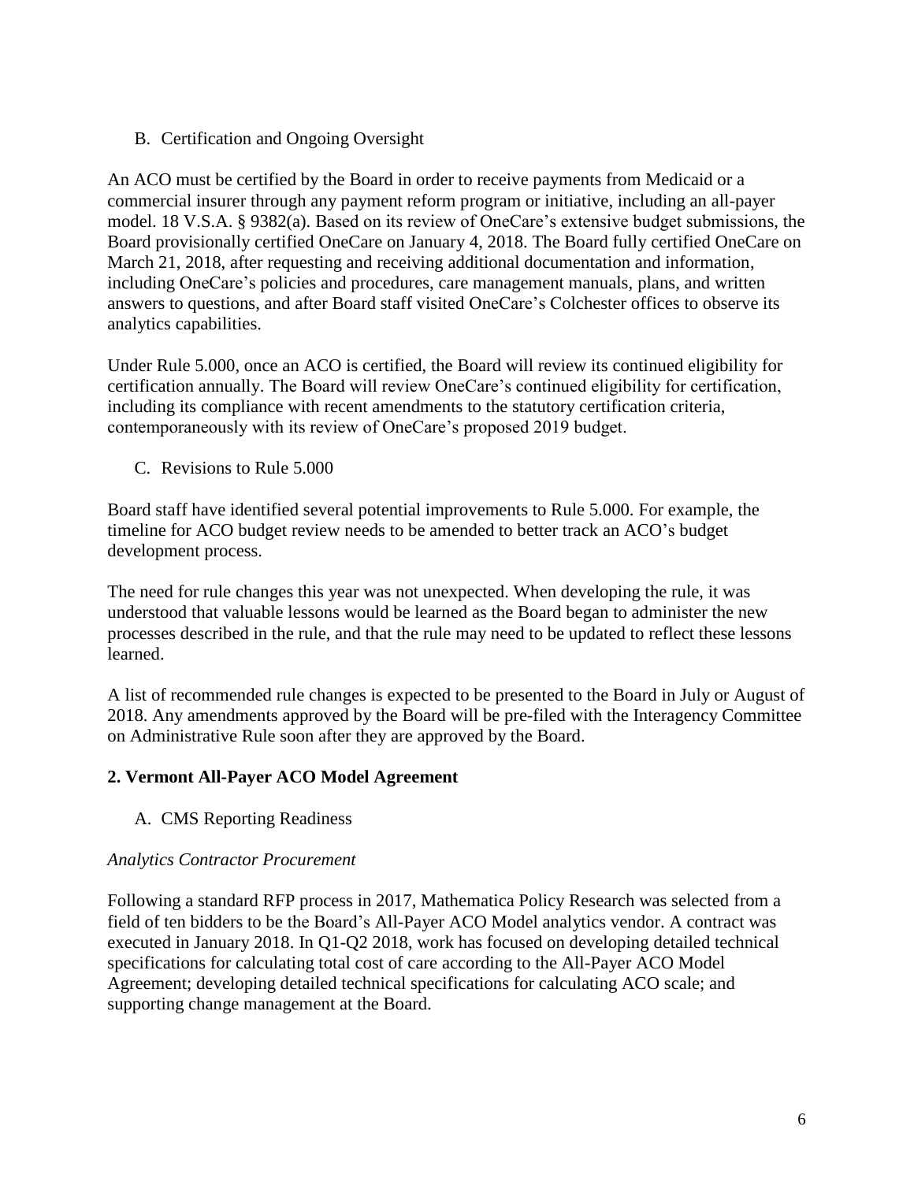### B. Certification and Ongoing Oversight

An ACO must be certified by the Board in order to receive payments from Medicaid or a commercial insurer through any payment reform program or initiative, including an all-payer model. 18 V.S.A. § 9382(a). Based on its review of OneCare's extensive budget submissions, the Board provisionally certified OneCare on January 4, 2018. The Board fully certified OneCare on March 21, 2018, after requesting and receiving additional documentation and information, including OneCare's policies and procedures, care management manuals, plans, and written answers to questions, and after Board staff visited OneCare's Colchester offices to observe its analytics capabilities.

Under Rule 5.000, once an ACO is certified, the Board will review its continued eligibility for certification annually. The Board will review OneCare's continued eligibility for certification, including its compliance with recent amendments to the statutory certification criteria, contemporaneously with its review of OneCare's proposed 2019 budget.

### C. Revisions to Rule 5.000

Board staff have identified several potential improvements to Rule 5.000. For example, the timeline for ACO budget review needs to be amended to better track an ACO's budget development process.

The need for rule changes this year was not unexpected. When developing the rule, it was understood that valuable lessons would be learned as the Board began to administer the new processes described in the rule, and that the rule may need to be updated to reflect these lessons learned.

A list of recommended rule changes is expected to be presented to the Board in July or August of 2018. Any amendments approved by the Board will be pre-filed with the Interagency Committee on Administrative Rule soon after they are approved by the Board.

## 2. Vermont All-Payer ACO Model Agreement

### A. CMS Reporting Readiness

*Analytics Contractor Procurement*

Following a standard RFP process in 2017, Mathematica Policy Research was selected from a field of ten bidders to be the Board's All-Payer ACO Model analytics vendor. A contract was executed in January 2018. In Q1-Q2 2018, work has focused on developing detailed technical specifications for calculating total cost of care according to the All-Payer ACO Model Agreement; developing detailed technical specifications for calculating ACO scale; and supporting change management at the Board.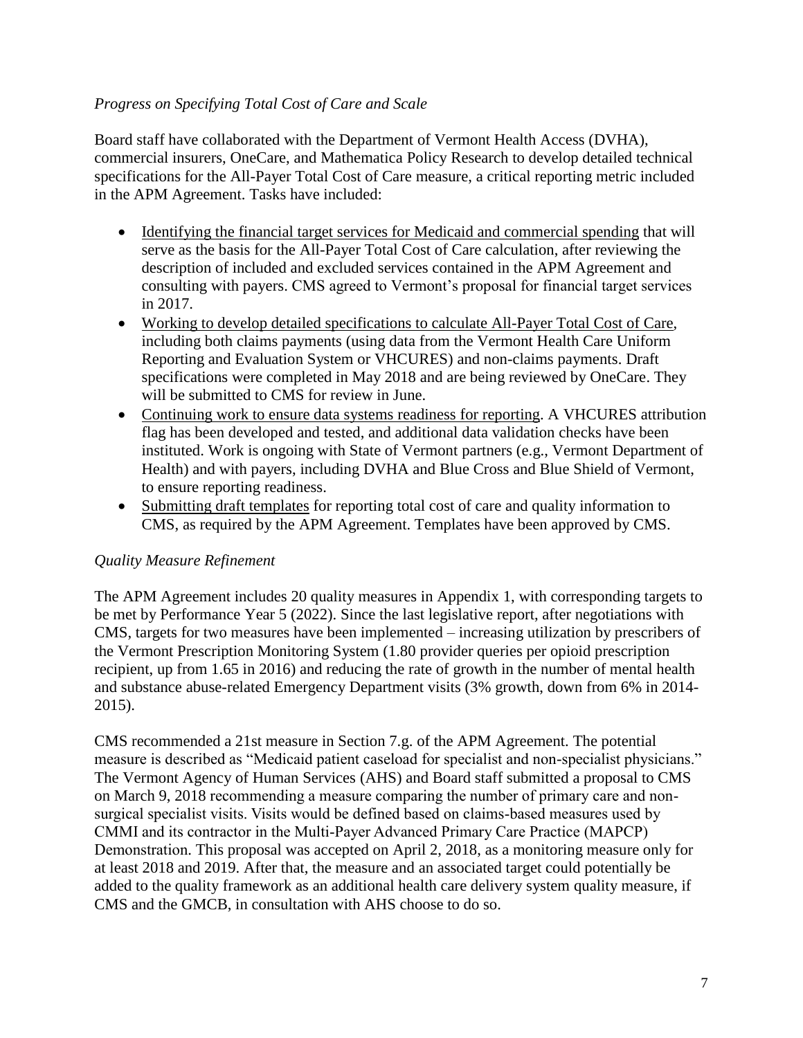*Progress on Specifying Total Cost of Care and Scale*

Board staff have collaborated with the Department of Vermont Health Access (DVHA), commercial insurers, OneCare, and Mathematica Policy Research to develop detailed technical specifications for the All-Payer Total Cost of Care measure, a critical reporting metric included in the APM Agreement. Tasks have included:

- Identifying the financial target services for Medicaid and commercial spending that will serve as the basis for the All-Payer Total Cost of Care calculation, after reviewing the description of included and excluded services contained in the APM Agreement and consulting with payers. CMS agreed to Vermont's proposal for financial target services in 2017.
- Working to develop detailed specifications to calculate All-Payer Total Cost of Care, including both claims payments (using data from the Vermont Health Care Uniform Reporting and Evaluation System or VHCURES) and non-claims payments. Draft specifications were completed in May 2018 and are being reviewed by OneCare. They will be submitted to CMS for review in June.
- Continuing work to ensure data systems readiness for reporting. A VHCURES attribution flag has been developed and tested, and additional data validation checks have been instituted. Work is ongoing with State of Vermont partners (e.g., Vermont Department of Health) and with payers, including DVHA and Blue Cross and Blue Shield of Vermont, to ensure reporting readiness.
- Submitting draft templates for reporting total cost of care and quality information to CMS, as required by the APM Agreement. Templates have been approved by CMS.

*Quality Measure Refinement*

The APM Agreement includes 20 quality measures in Appendix 1, with corresponding targets to be met by Performance Year 5 (2022). Since the last legislative report, after negotiations with CMS, targets for two measures have been implemented – increasing utilization by prescribers of the Vermont Prescription Monitoring System (1.80 provider queries per opioid prescription recipient, up from 1.65 in 2016) and reducing the rate of growth in the number of mental health and substance abuse-related Emergency Department visits (3% growth, down from 6% in 2014-2015).

CMS recommended a 21st measure in Section 7.g. of the APM Agreement. The potential measure is described as "Medicaid patient caseload for specialist and non-specialist physicians." The Vermont Agency of Human Services (AHS) and Board staff submitted a proposal to CMS on March 9, 2018 recommending a measure comparing the number of primary care and non-surgical specialist visits. Visits would be defined based on claims-based measures used by CMMI and its contractor in the Multi-Payer Advanced Primary Care Practice (MAPCP) Demonstration. This proposal was accepted on April 2, 2018, as a monitoring measure only for at least 2018 and 2019. After that, the measure and an associated target could potentially be added to the quality framework as an additional health care delivery system quality measure, if CMS and the GMCB, in consultation with AHS choose to do so.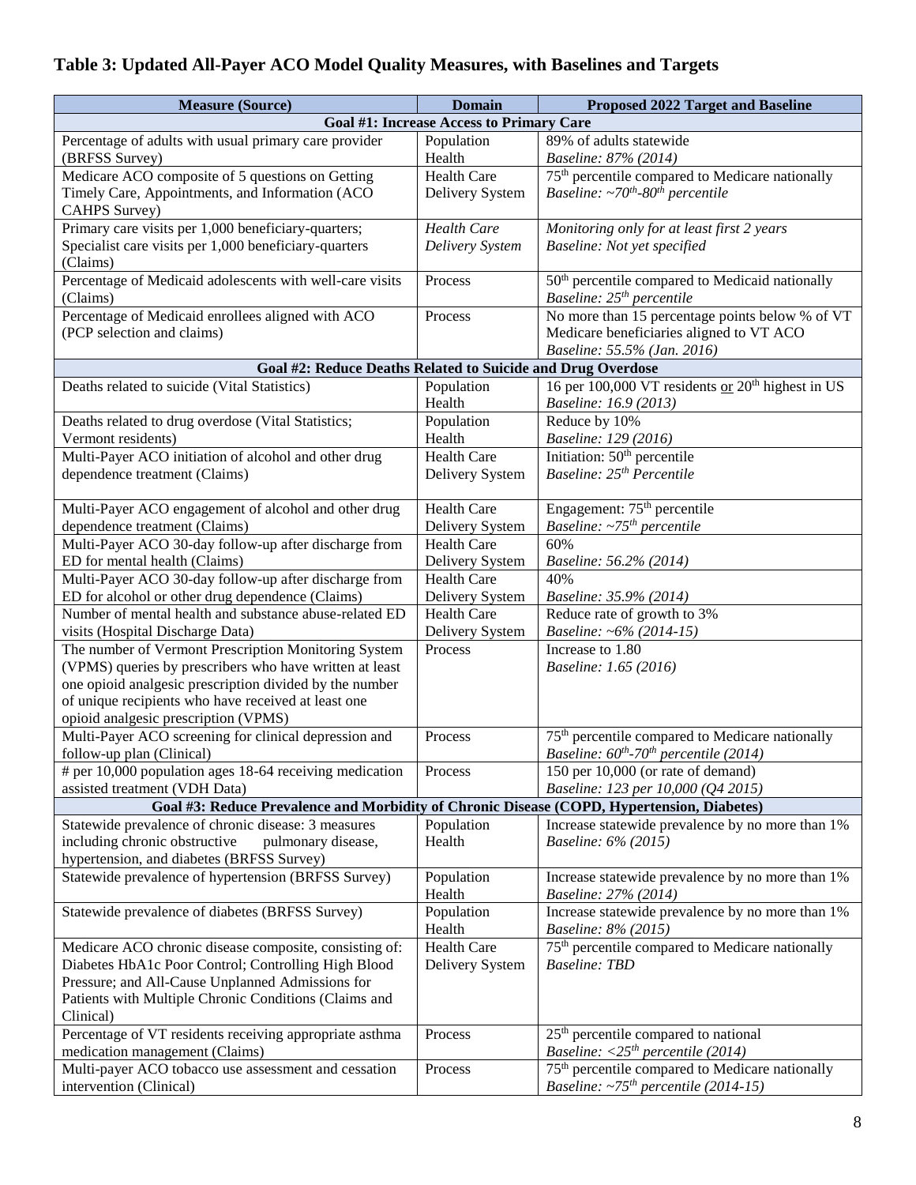## Table 3: Updated All-Payer ACO Model Quality Measures, with Baselines and Targets

| Measure (Source) | Domain | Proposed 2022 Target and Baseline |
|---|---|---|
| **Goal #1: Increase Access to Primary Care** | | |
| Percentage of adults with usual primary care provider (BRFSS Survey) | Population Health | 89% of adults statewide<br>*Baseline: 87% (2014)* |
| Medicare ACO composite of 5 questions on Getting Timely Care, Appointments, and Information (ACO CAHPS Survey) | Health Care Delivery System | 75th percentile compared to Medicare nationally<br>*Baseline: ~70th-80th percentile* |
| Primary care visits per 1,000 beneficiary-quarters; Specialist care visits per 1,000 beneficiary-quarters (Claims) | *Health Care Delivery System* | *Monitoring only for at least first 2 years*<br>*Baseline: Not yet specified* |
| Percentage of Medicaid adolescents with well-care visits (Claims) | Process | 50th percentile compared to Medicaid nationally<br>*Baseline: 25th percentile* |
| Percentage of Medicaid enrollees aligned with ACO (PCP selection and claims) | Process | No more than 15 percentage points below % of VT Medicare beneficiaries aligned to VT ACO<br>*Baseline: 55.5% (Jan. 2016)* |
| **Goal #2: Reduce Deaths Related to Suicide and Drug Overdose** | | |
| Deaths related to suicide (Vital Statistics) | Population Health | 16 per 100,000 VT residents <u>or</u> 20th highest in US<br>*Baseline: 16.9 (2013)* |
| Deaths related to drug overdose (Vital Statistics; Vermont residents) | Population Health | Reduce by 10%<br>*Baseline: 129 (2016)* |
| Multi-Payer ACO initiation of alcohol and other drug dependence treatment (Claims) | Health Care Delivery System | Initiation: 50th percentile<br>*Baseline: 25th Percentile* |
| Multi-Payer ACO engagement of alcohol and other drug dependence treatment (Claims) | Health Care Delivery System | Engagement: 75th percentile<br>*Baseline: ~75th percentile* |
| Multi-Payer ACO 30-day follow-up after discharge from ED for mental health (Claims) | Health Care Delivery System | 60%<br>*Baseline: 56.2% (2014)* |
| Multi-Payer ACO 30-day follow-up after discharge from ED for alcohol or other drug dependence (Claims) | Health Care Delivery System | 40%<br>*Baseline: 35.9% (2014)* |
| Number of mental health and substance abuse-related ED visits (Hospital Discharge Data) | Health Care Delivery System | Reduce rate of growth to 3%<br>*Baseline: ~6% (2014-15)* |
| The number of Vermont Prescription Monitoring System (VPMS) queries by prescribers who have written at least one opioid analgesic prescription divided by the number of unique recipients who have received at least one opioid analgesic prescription (VPMS) | Process | Increase to 1.80<br>*Baseline: 1.65 (2016)* |
| Multi-Payer ACO screening for clinical depression and follow-up plan (Clinical) | Process | 75th percentile compared to Medicare nationally<br>*Baseline: 60th-70th percentile (2014)* |
| # per 10,000 population ages 18-64 receiving medication assisted treatment (VDH Data) | Process | 150 per 10,000 (or rate of demand)<br>*Baseline: 123 per 10,000 (Q4 2015)* |
| **Goal #3: Reduce Prevalence and Morbidity of Chronic Disease (COPD, Hypertension, Diabetes)** | | |
| Statewide prevalence of chronic disease: 3 measures including chronic obstructive pulmonary disease, hypertension, and diabetes (BRFSS Survey) | Population Health | Increase statewide prevalence by no more than 1%<br>*Baseline: 6% (2015)* |
| Statewide prevalence of hypertension (BRFSS Survey) | Population Health | Increase statewide prevalence by no more than 1%<br>*Baseline: 27% (2014)* |
| Statewide prevalence of diabetes (BRFSS Survey) | Population Health | Increase statewide prevalence by no more than 1%<br>*Baseline: 8% (2015)* |
| Medicare ACO chronic disease composite, consisting of: Diabetes HbA1c Poor Control; Controlling High Blood Pressure; and All-Cause Unplanned Admissions for Patients with Multiple Chronic Conditions (Claims and Clinical) | Health Care Delivery System | 75th percentile compared to Medicare nationally<br>*Baseline: TBD* |
| Percentage of VT residents receiving appropriate asthma medication management (Claims) | Process | 25th percentile compared to national<br>*Baseline: <25th percentile (2014)* |
| Multi-payer ACO tobacco use assessment and cessation intervention (Clinical) | Process | 75th percentile compared to Medicare nationally<br>*Baseline: ~75th percentile (2014-15)* |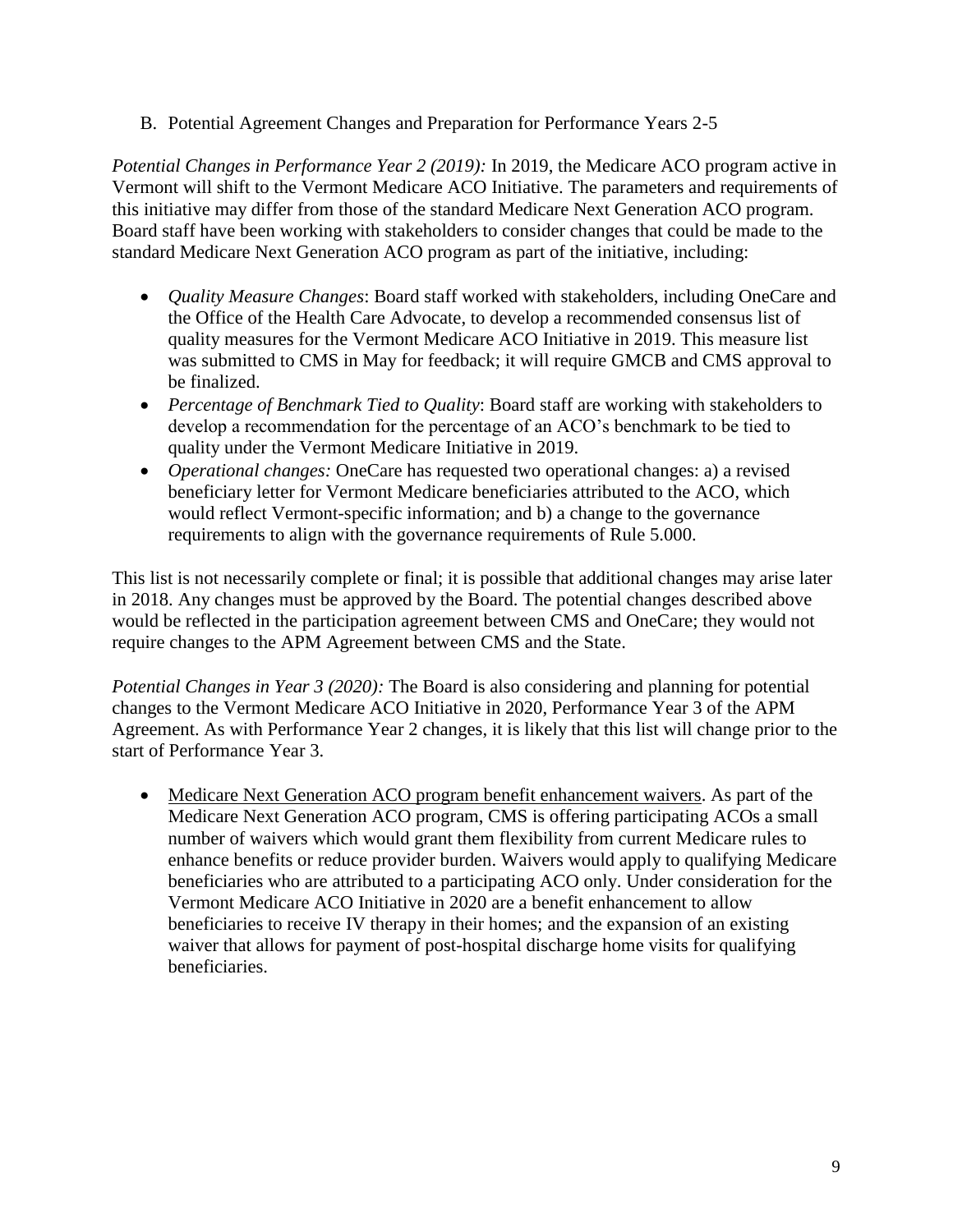B. Potential Agreement Changes and Preparation for Performance Years 2-5

*Potential Changes in Performance Year 2 (2019):* In 2019, the Medicare ACO program active in Vermont will shift to the Vermont Medicare ACO Initiative. The parameters and requirements of this initiative may differ from those of the standard Medicare Next Generation ACO program. Board staff have been working with stakeholders to consider changes that could be made to the standard Medicare Next Generation ACO program as part of the initiative, including:

- *Quality Measure Changes*: Board staff worked with stakeholders, including OneCare and the Office of the Health Care Advocate, to develop a recommended consensus list of quality measures for the Vermont Medicare ACO Initiative in 2019. This measure list was submitted to CMS in May for feedback; it will require GMCB and CMS approval to be finalized.
- *Percentage of Benchmark Tied to Quality*: Board staff are working with stakeholders to develop a recommendation for the percentage of an ACO's benchmark to be tied to quality under the Vermont Medicare Initiative in 2019.
- *Operational changes:* OneCare has requested two operational changes: a) a revised beneficiary letter for Vermont Medicare beneficiaries attributed to the ACO, which would reflect Vermont-specific information; and b) a change to the governance requirements to align with the governance requirements of Rule 5.000.

This list is not necessarily complete or final; it is possible that additional changes may arise later in 2018. Any changes must be approved by the Board. The potential changes described above would be reflected in the participation agreement between CMS and OneCare; they would not require changes to the APM Agreement between CMS and the State.

*Potential Changes in Year 3 (2020):* The Board is also considering and planning for potential changes to the Vermont Medicare ACO Initiative in 2020, Performance Year 3 of the APM Agreement. As with Performance Year 2 changes, it is likely that this list will change prior to the start of Performance Year 3.

- Medicare Next Generation ACO program benefit enhancement waivers. As part of the Medicare Next Generation ACO program, CMS is offering participating ACOs a small number of waivers which would grant them flexibility from current Medicare rules to enhance benefits or reduce provider burden. Waivers would apply to qualifying Medicare beneficiaries who are attributed to a participating ACO only. Under consideration for the Vermont Medicare ACO Initiative in 2020 are a benefit enhancement to allow beneficiaries to receive IV therapy in their homes; and the expansion of an existing waiver that allows for payment of post-hospital discharge home visits for qualifying beneficiaries.